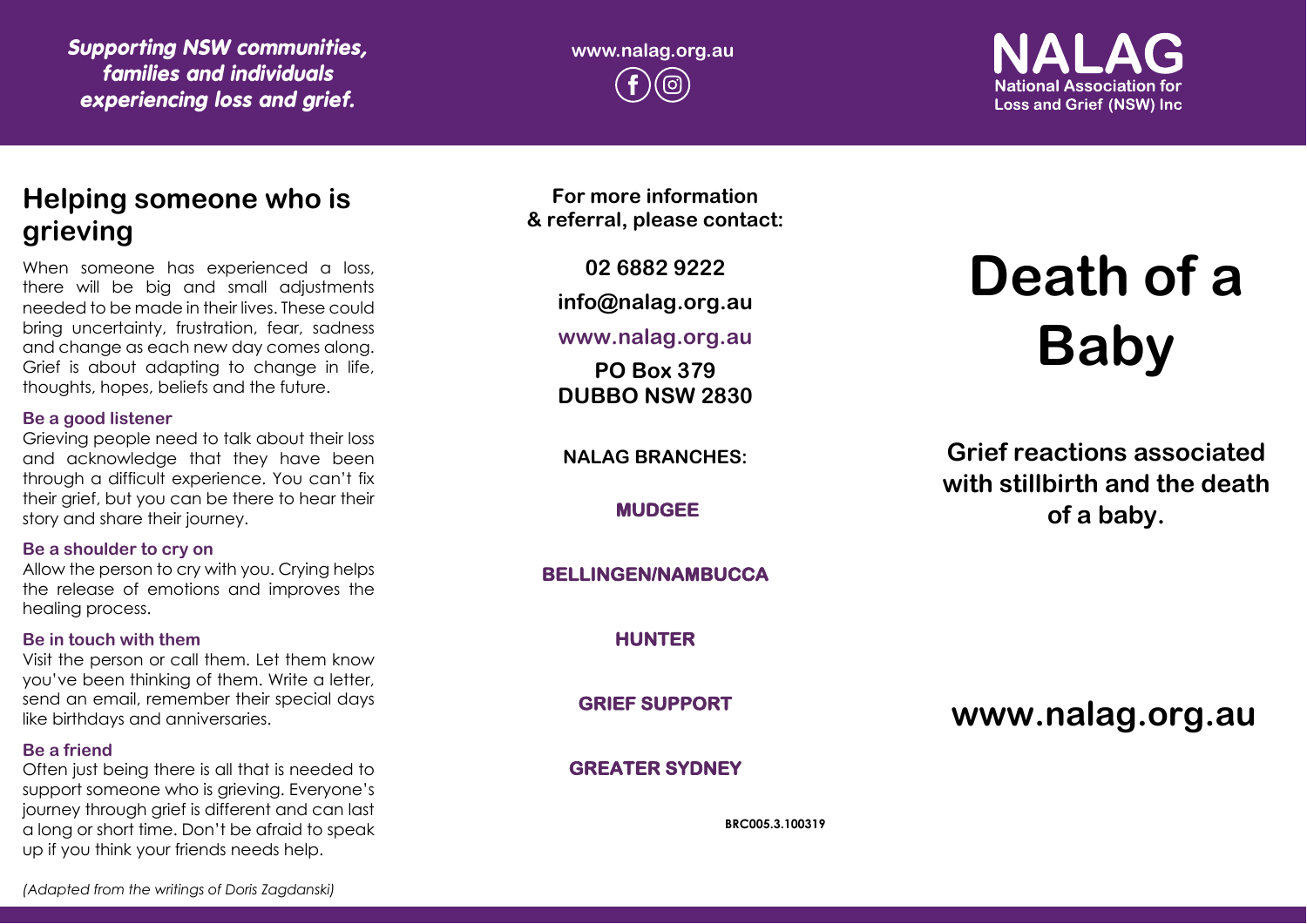*Supporting NSW communities, families and individuals experiencing loss and grief.*

www.nalag.org.au

**NALAG**
National Association for Loss and Grief (NSW) Inc

## Helping someone who is grieving

When someone has experienced a loss, there will be big and small adjustments needed to be made in their lives. These could bring uncertainty, frustration, fear, sadness and change as each new day comes along. Grief is about adapting to change in life, thoughts, hopes, beliefs and the future.

### Be a good listener

Grieving people need to talk about their loss and acknowledge that they have been through a difficult experience. You can't fix their grief, but you can be there to hear their story and share their journey.

### Be a shoulder to cry on

Allow the person to cry with you. Crying helps the release of emotions and improves the healing process.

### Be in touch with them

Visit the person or call them. Let them know you've been thinking of them. Write a letter, send an email, remember their special days like birthdays and anniversaries.

### Be a friend

Often just being there is all that is needed to support someone who is grieving. Everyone's journey through grief is different and can last a long or short time. Don't be afraid to speak up if you think your friends needs help.

*(Adapted from the writings of Doris Zagdanski)*

**For more information & referral, please contact:**

**02 6882 9222**

**info@nalag.org.au**

**www.nalag.org.au**

**PO Box 379**
**DUBBO NSW 2830**

**NALAG BRANCHES:**

**MUDGEE**

**BELLINGEN/NAMBUCCA**

**HUNTER**

**GRIEF SUPPORT**

**GREATER SYDNEY**

BRC005.3.100319

# Death of a Baby

## Grief reactions associated with stillbirth and the death of a baby.

**www.nalag.org.au**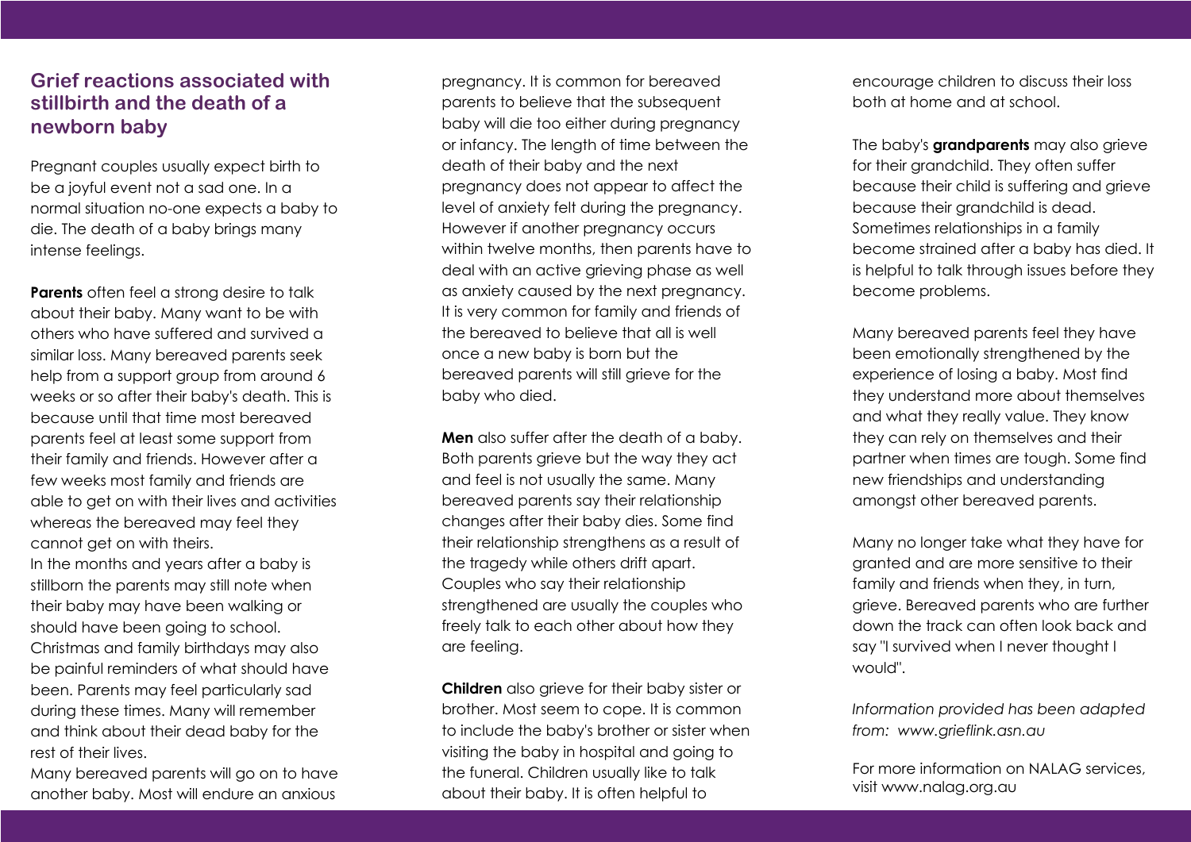## Grief reactions associated with stillbirth and the death of a newborn baby

Pregnant couples usually expect birth to be a joyful event not a sad one. In a normal situation no-one expects a baby to die. The death of a baby brings many intense feelings.

**Parents** often feel a strong desire to talk about their baby. Many want to be with others who have suffered and survived a similar loss. Many bereaved parents seek help from a support group from around 6 weeks or so after their baby's death. This is because until that time most bereaved parents feel at least some support from their family and friends. However after a few weeks most family and friends are able to get on with their lives and activities whereas the bereaved may feel they cannot get on with theirs.

In the months and years after a baby is stillborn the parents may still note when their baby may have been walking or should have been going to school. Christmas and family birthdays may also be painful reminders of what should have been. Parents may feel particularly sad during these times. Many will remember and think about their dead baby for the rest of their lives.

Many bereaved parents will go on to have another baby. Most will endure an anxious pregnancy. It is common for bereaved parents to believe that the subsequent baby will die too either during pregnancy or infancy. The length of time between the death of their baby and the next pregnancy does not appear to affect the level of anxiety felt during the pregnancy. However if another pregnancy occurs within twelve months, then parents have to deal with an active grieving phase as well as anxiety caused by the next pregnancy. It is very common for family and friends of the bereaved to believe that all is well once a new baby is born but the bereaved parents will still grieve for the baby who died.

**Men** also suffer after the death of a baby. Both parents grieve but the way they act and feel is not usually the same. Many bereaved parents say their relationship changes after their baby dies. Some find their relationship strengthens as a result of the tragedy while others drift apart. Couples who say their relationship strengthened are usually the couples who freely talk to each other about how they are feeling.

**Children** also grieve for their baby sister or brother. Most seem to cope. It is common to include the baby's brother or sister when visiting the baby in hospital and going to the funeral. Children usually like to talk about their baby. It is often helpful to encourage children to discuss their loss both at home and at school.

The baby's **grandparents** may also grieve for their grandchild. They often suffer because their child is suffering and grieve because their grandchild is dead. Sometimes relationships in a family become strained after a baby has died. It is helpful to talk through issues before they become problems.

Many bereaved parents feel they have been emotionally strengthened by the experience of losing a baby. Most find they understand more about themselves and what they really value. They know they can rely on themselves and their partner when times are tough. Some find new friendships and understanding amongst other bereaved parents.

Many no longer take what they have for granted and are more sensitive to their family and friends when they, in turn, grieve. Bereaved parents who are further down the track can often look back and say "I survived when I never thought I would".

*Information provided has been adapted from: www.grieflink.asn.au*

For more information on NALAG services, visit www.nalag.org.au